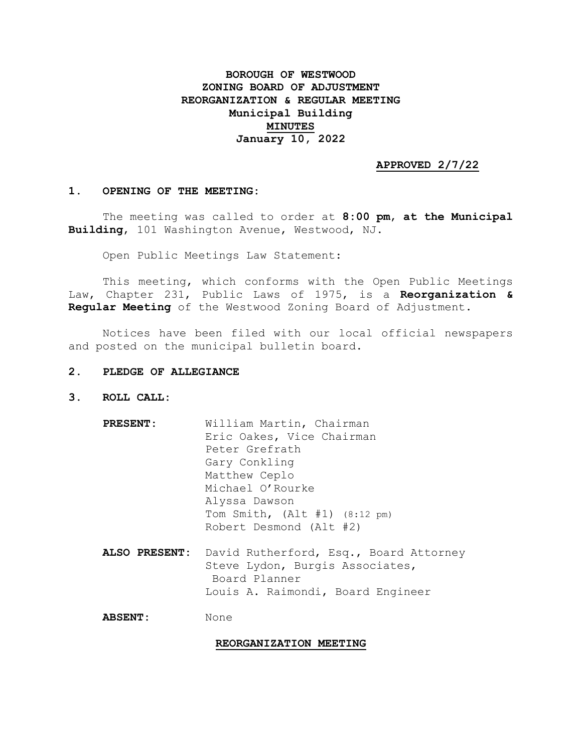**BOROUGH OF WESTWOOD**
**ZONING BOARD OF ADJUSTMENT**
**REORGANIZATION & REGULAR MEETING**
**Municipal Building**
**MINUTES**
**January 10, 2022**

**APPROVED 2/7/22**

## 1. OPENING OF THE MEETING:

The meeting was called to order at **8:00 pm**, **at the Municipal Building**, 101 Washington Avenue, Westwood, NJ.

Open Public Meetings Law Statement:

This meeting, which conforms with the Open Public Meetings Law, Chapter 231, Public Laws of 1975, is a **Reorganization & Regular Meeting** of the Westwood Zoning Board of Adjustment.

Notices have been filed with our local official newspapers and posted on the municipal bulletin board.

## 2. PLEDGE OF ALLEGIANCE

## 3. ROLL CALL:

**PRESENT:**
William Martin, Chairman
Eric Oakes, Vice Chairman
Peter Grefrath
Gary Conkling
Matthew Ceplo
Michael O'Rourke
Alyssa Dawson
Tom Smith, (Alt #1) (8:12 pm)
Robert Desmond (Alt #2)

**ALSO PRESENT:**
David Rutherford, Esq., Board Attorney
Steve Lydon, Burgis Associates, Board Planner
Louis A. Raimondi, Board Engineer

**ABSENT:** None

**REORGANIZATION MEETING**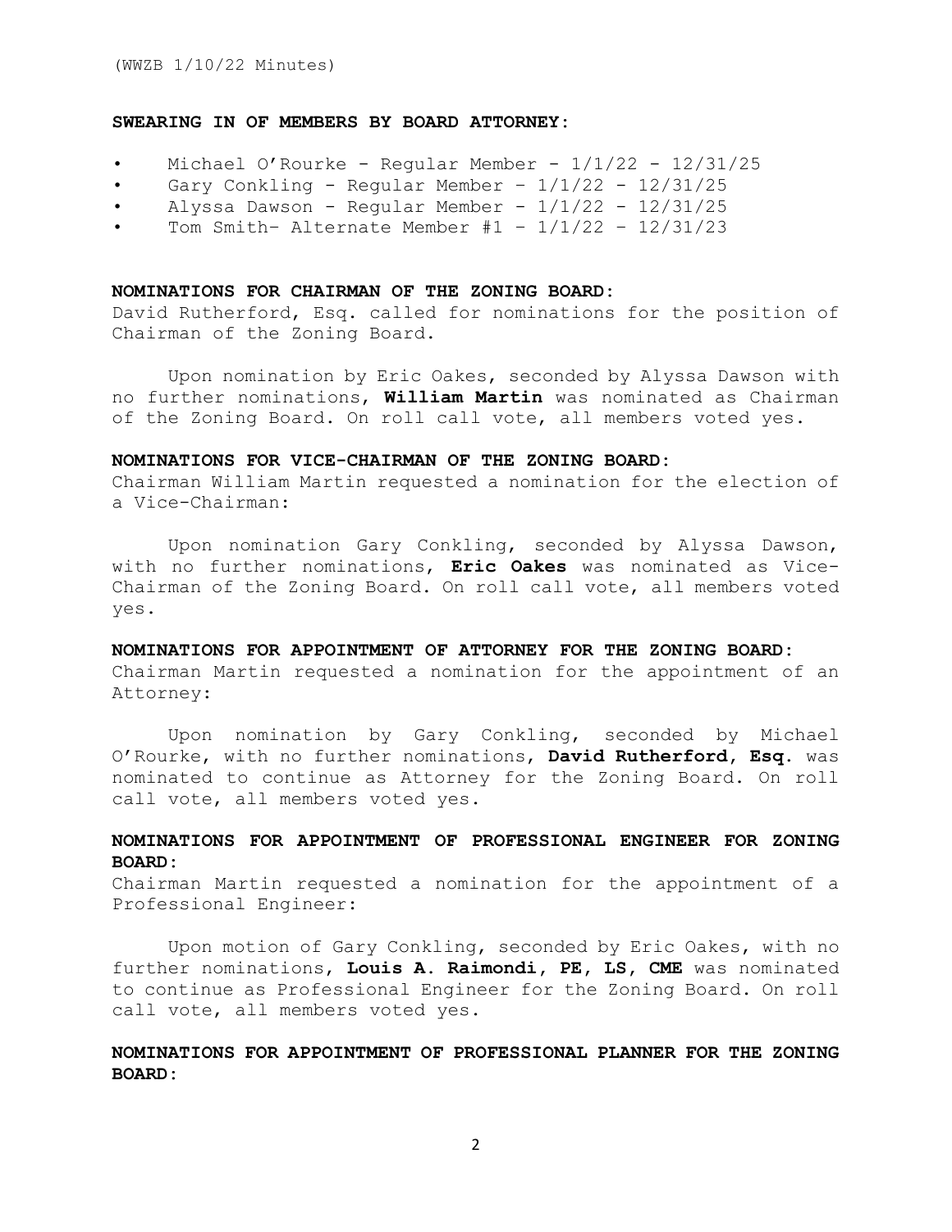**SWEARING IN OF MEMBERS BY BOARD ATTORNEY:**

- Michael O'Rourke - Regular Member - 1/1/22 - 12/31/25
- Gary Conkling - Regular Member – 1/1/22 - 12/31/25
- Alyssa Dawson - Regular Member – 1/1/22 - 12/31/25
- Tom Smith– Alternate Member #1 – 1/1/22 – 12/31/23

**NOMINATIONS FOR CHAIRMAN OF THE ZONING BOARD:**

David Rutherford, Esq. called for nominations for the position of Chairman of the Zoning Board.

Upon nomination by Eric Oakes, seconded by Alyssa Dawson with no further nominations, **William Martin** was nominated as Chairman of the Zoning Board. On roll call vote, all members voted yes.

**NOMINATIONS FOR VICE-CHAIRMAN OF THE ZONING BOARD:**

Chairman William Martin requested a nomination for the election of a Vice-Chairman:

Upon nomination Gary Conkling, seconded by Alyssa Dawson, with no further nominations, **Eric Oakes** was nominated as Vice-Chairman of the Zoning Board. On roll call vote, all members voted yes.

**NOMINATIONS FOR APPOINTMENT OF ATTORNEY FOR THE ZONING BOARD:**

Chairman Martin requested a nomination for the appointment of an Attorney:

Upon nomination by Gary Conkling, seconded by Michael O'Rourke, with no further nominations, **David Rutherford, Esq.** was nominated to continue as Attorney for the Zoning Board. On roll call vote, all members voted yes.

**NOMINATIONS FOR APPOINTMENT OF PROFESSIONAL ENGINEER FOR ZONING BOARD:**

Chairman Martin requested a nomination for the appointment of a Professional Engineer:

Upon motion of Gary Conkling, seconded by Eric Oakes, with no further nominations, **Louis A. Raimondi, PE, LS, CME** was nominated to continue as Professional Engineer for the Zoning Board. On roll call vote, all members voted yes.

**NOMINATIONS FOR APPOINTMENT OF PROFESSIONAL PLANNER FOR THE ZONING BOARD:**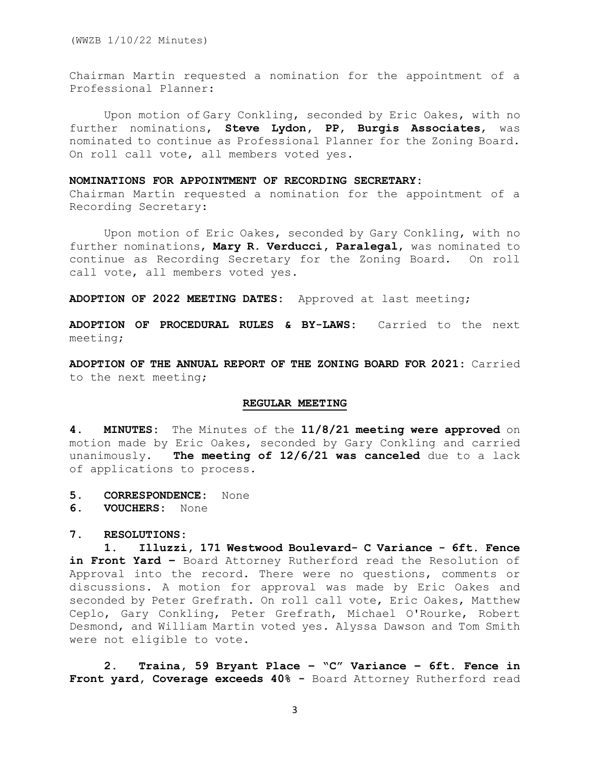Chairman Martin requested a nomination for the appointment of a Professional Planner:

Upon motion of Gary Conkling, seconded by Eric Oakes, with no further nominations, **Steve Lydon, PP, Burgis Associates**, was nominated to continue as Professional Planner for the Zoning Board. On roll call vote, all members voted yes.

**NOMINATIONS FOR APPOINTMENT OF RECORDING SECRETARY:**
Chairman Martin requested a nomination for the appointment of a Recording Secretary:

Upon motion of Eric Oakes, seconded by Gary Conkling, with no further nominations, **Mary R. Verducci, Paralegal**, was nominated to continue as Recording Secretary for the Zoning Board. On roll call vote, all members voted yes.

**ADOPTION OF 2022 MEETING DATES:** Approved at last meeting;

**ADOPTION OF PROCEDURAL RULES & BY-LAWS:** Carried to the next meeting;

**ADOPTION OF THE ANNUAL REPORT OF THE ZONING BOARD FOR 2021:** Carried to the next meeting;

## REGULAR MEETING

**4. MINUTES:** The Minutes of the **11/8/21 meeting were approved** on motion made by Eric Oakes, seconded by Gary Conkling and carried unanimously. **The meeting of 12/6/21 was canceled** due to a lack of applications to process.

**5. CORRESPONDENCE:** None
**6. VOUCHERS:** None

**7. RESOLUTIONS:**

**1. Illuzzi, 171 Westwood Boulevard- C Variance - 6ft. Fence in Front Yard –** Board Attorney Rutherford read the Resolution of Approval into the record. There were no questions, comments or discussions. A motion for approval was made by Eric Oakes and seconded by Peter Grefrath. On roll call vote, Eric Oakes, Matthew Ceplo, Gary Conkling, Peter Grefrath, Michael O'Rourke, Robert Desmond, and William Martin voted yes. Alyssa Dawson and Tom Smith were not eligible to vote.

**2. Traina, 59 Bryant Place – "C" Variance – 6ft. Fence in Front yard, Coverage exceeds 40% -** Board Attorney Rutherford read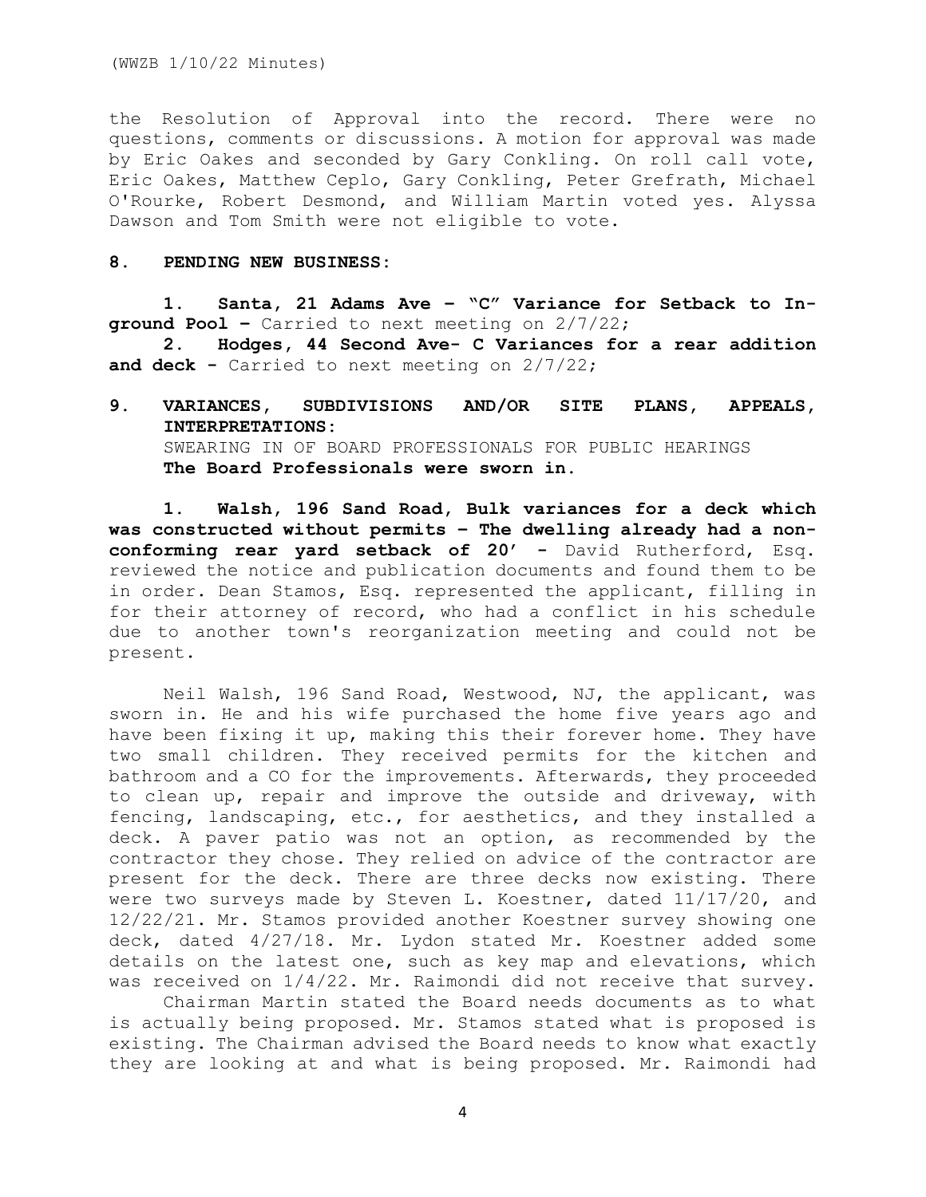the Resolution of Approval into the record. There were no questions, comments or discussions. A motion for approval was made by Eric Oakes and seconded by Gary Conkling. On roll call vote, Eric Oakes, Matthew Ceplo, Gary Conkling, Peter Grefrath, Michael O'Rourke, Robert Desmond, and William Martin voted yes. Alyssa Dawson and Tom Smith were not eligible to vote.

**8. PENDING NEW BUSINESS:**

**1. Santa, 21 Adams Ave – "C" Variance for Setback to In-ground Pool –** Carried to next meeting on 2/7/22;

**2. Hodges, 44 Second Ave- C Variances for a rear addition and deck -** Carried to next meeting on 2/7/22;

**9. VARIANCES, SUBDIVISIONS AND/OR SITE PLANS, APPEALS, INTERPRETATIONS:**

SWEARING IN OF BOARD PROFESSIONALS FOR PUBLIC HEARINGS

**The Board Professionals were sworn in.**

**1. Walsh, 196 Sand Road, Bulk variances for a deck which was constructed without permits – The dwelling already had a non-conforming rear yard setback of 20′ -** David Rutherford, Esq. reviewed the notice and publication documents and found them to be in order. Dean Stamos, Esq. represented the applicant, filling in for their attorney of record, who had a conflict in his schedule due to another town's reorganization meeting and could not be present.

Neil Walsh, 196 Sand Road, Westwood, NJ, the applicant, was sworn in. He and his wife purchased the home five years ago and have been fixing it up, making this their forever home. They have two small children. They received permits for the kitchen and bathroom and a CO for the improvements. Afterwards, they proceeded to clean up, repair and improve the outside and driveway, with fencing, landscaping, etc., for aesthetics, and they installed a deck. A paver patio was not an option, as recommended by the contractor they chose. They relied on advice of the contractor are present for the deck. There are three decks now existing. There were two surveys made by Steven L. Koestner, dated 11/17/20, and 12/22/21. Mr. Stamos provided another Koestner survey showing one deck, dated 4/27/18. Mr. Lydon stated Mr. Koestner added some details on the latest one, such as key map and elevations, which was received on 1/4/22. Mr. Raimondi did not receive that survey.

Chairman Martin stated the Board needs documents as to what is actually being proposed. Mr. Stamos stated what is proposed is existing. The Chairman advised the Board needs to know what exactly they are looking at and what is being proposed. Mr. Raimondi had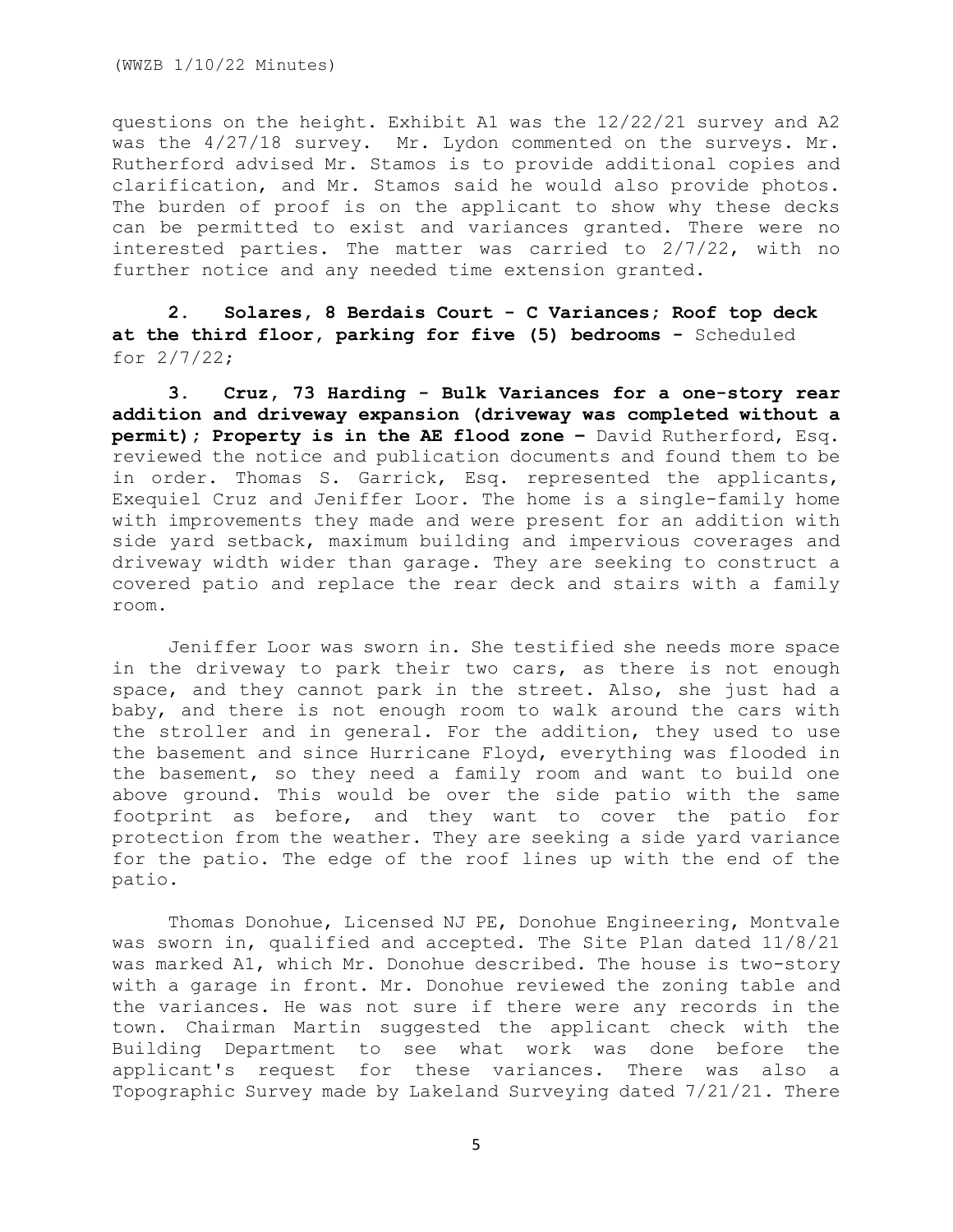questions on the height. Exhibit A1 was the 12/22/21 survey and A2 was the 4/27/18 survey. Mr. Lydon commented on the surveys. Mr. Rutherford advised Mr. Stamos is to provide additional copies and clarification, and Mr. Stamos said he would also provide photos. The burden of proof is on the applicant to show why these decks can be permitted to exist and variances granted. There were no interested parties. The matter was carried to 2/7/22, with no further notice and any needed time extension granted.

**2. Solares, 8 Berdais Court - C Variances; Roof top deck at the third floor, parking for five (5) bedrooms -** Scheduled for 2/7/22;

**3. Cruz, 73 Harding - Bulk Variances for a one-story rear addition and driveway expansion (driveway was completed without a permit); Property is in the AE flood zone –** David Rutherford, Esq. reviewed the notice and publication documents and found them to be in order. Thomas S. Garrick, Esq. represented the applicants, Exequiel Cruz and Jeniffer Loor. The home is a single-family home with improvements they made and were present for an addition with side yard setback, maximum building and impervious coverages and driveway width wider than garage. They are seeking to construct a covered patio and replace the rear deck and stairs with a family room.

Jeniffer Loor was sworn in. She testified she needs more space in the driveway to park their two cars, as there is not enough space, and they cannot park in the street. Also, she just had a baby, and there is not enough room to walk around the cars with the stroller and in general. For the addition, they used to use the basement and since Hurricane Floyd, everything was flooded in the basement, so they need a family room and want to build one above ground. This would be over the side patio with the same footprint as before, and they want to cover the patio for protection from the weather. They are seeking a side yard variance for the patio. The edge of the roof lines up with the end of the patio.

Thomas Donohue, Licensed NJ PE, Donohue Engineering, Montvale was sworn in, qualified and accepted. The Site Plan dated 11/8/21 was marked A1, which Mr. Donohue described. The house is two-story with a garage in front. Mr. Donohue reviewed the zoning table and the variances. He was not sure if there were any records in the town. Chairman Martin suggested the applicant check with the Building Department to see what work was done before the applicant's request for these variances. There was also a Topographic Survey made by Lakeland Surveying dated 7/21/21. There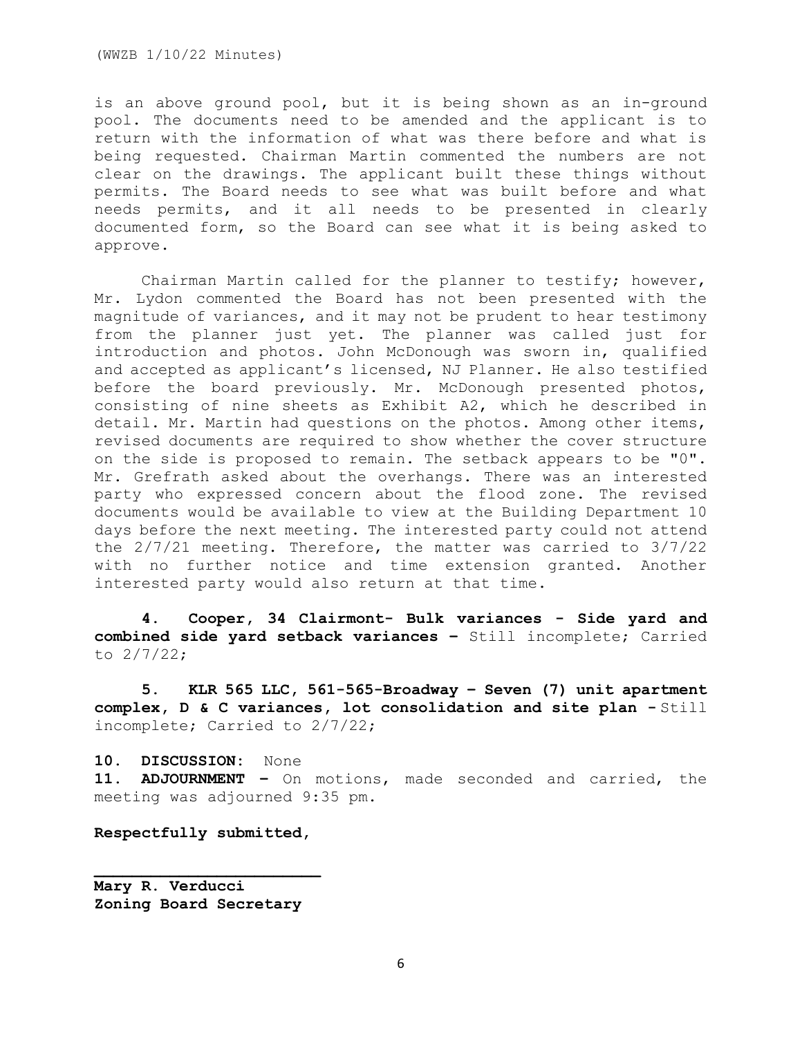is an above ground pool, but it is being shown as an in-ground pool. The documents need to be amended and the applicant is to return with the information of what was there before and what is being requested. Chairman Martin commented the numbers are not clear on the drawings. The applicant built these things without permits. The Board needs to see what was built before and what needs permits, and it all needs to be presented in clearly documented form, so the Board can see what it is being asked to approve.

Chairman Martin called for the planner to testify; however, Mr. Lydon commented the Board has not been presented with the magnitude of variances, and it may not be prudent to hear testimony from the planner just yet. The planner was called just for introduction and photos. John McDonough was sworn in, qualified and accepted as applicant's licensed, NJ Planner. He also testified before the board previously. Mr. McDonough presented photos, consisting of nine sheets as Exhibit A2, which he described in detail. Mr. Martin had questions on the photos. Among other items, revised documents are required to show whether the cover structure on the side is proposed to remain. The setback appears to be "0". Mr. Grefrath asked about the overhangs. There was an interested party who expressed concern about the flood zone. The revised documents would be available to view at the Building Department 10 days before the next meeting. The interested party could not attend the 2/7/21 meeting. Therefore, the matter was carried to 3/7/22 with no further notice and time extension granted. Another interested party would also return at that time.

**4. Cooper, 34 Clairmont- Bulk variances - Side yard and combined side yard setback variances –** Still incomplete; Carried to 2/7/22;

**5. KLR 565 LLC, 561-565-Broadway – Seven (7) unit apartment complex, D & C variances, lot consolidation and site plan -** Still incomplete; Carried to 2/7/22;

**10. DISCUSSION:** None

**11. ADJOURNMENT –** On motions, made seconded and carried, the meeting was adjourned 9:35 pm.

**Respectfully submitted,**

**\_\_\_\_\_\_\_\_\_\_\_\_\_\_\_\_\_\_\_\_\_\_\_\_**

**Mary R. Verducci**
**Zoning Board Secretary**